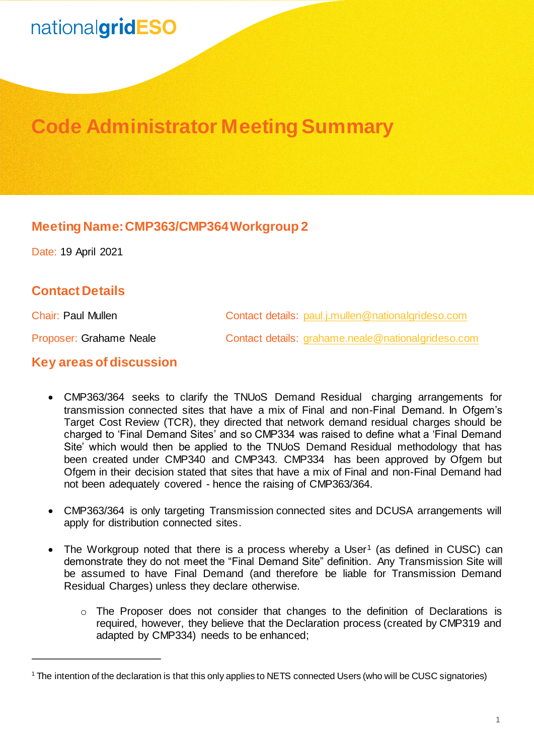nationalgridESO

# Code Administrator Meeting Summary

## Meeting Name: CMP363/CMP364 Workgroup 2

Date: 19 April 2021

## Contact Details

Chair: Paul Mullen — Contact details: paul.j.mullen@nationalgrideso.com

Proposer: Grahame Neale — Contact details: grahame.neale@nationalgrideso.com

## Key areas of discussion

- CMP363/364 seeks to clarify the TNUoS Demand Residual charging arrangements for transmission connected sites that have a mix of Final and non-Final Demand. In Ofgem's Target Cost Review (TCR), they directed that network demand residual charges should be charged to 'Final Demand Sites' and so CMP334 was raised to define what a 'Final Demand Site' which would then be applied to the TNUoS Demand Residual methodology that has been created under CMP340 and CMP343. CMP334 has been approved by Ofgem but Ofgem in their decision stated that sites that have a mix of Final and non-Final Demand had not been adequately covered - hence the raising of CMP363/364.

- CMP363/364 is only targeting Transmission connected sites and DCUSA arrangements will apply for distribution connected sites.

- The Workgroup noted that there is a process whereby a User[1] (as defined in CUSC) can demonstrate they do not meet the "Final Demand Site" definition. Any Transmission Site will be assumed to have Final Demand (and therefore be liable for Transmission Demand Residual Charges) unless they declare otherwise.

  - The Proposer does not consider that changes to the definition of Declarations is required, however, they believe that the Declaration process (created by CMP319 and adapted by CMP334) needs to be enhanced;

---

[1] The intention of the declaration is that this only applies to NETS connected Users (who will be CUSC signatories)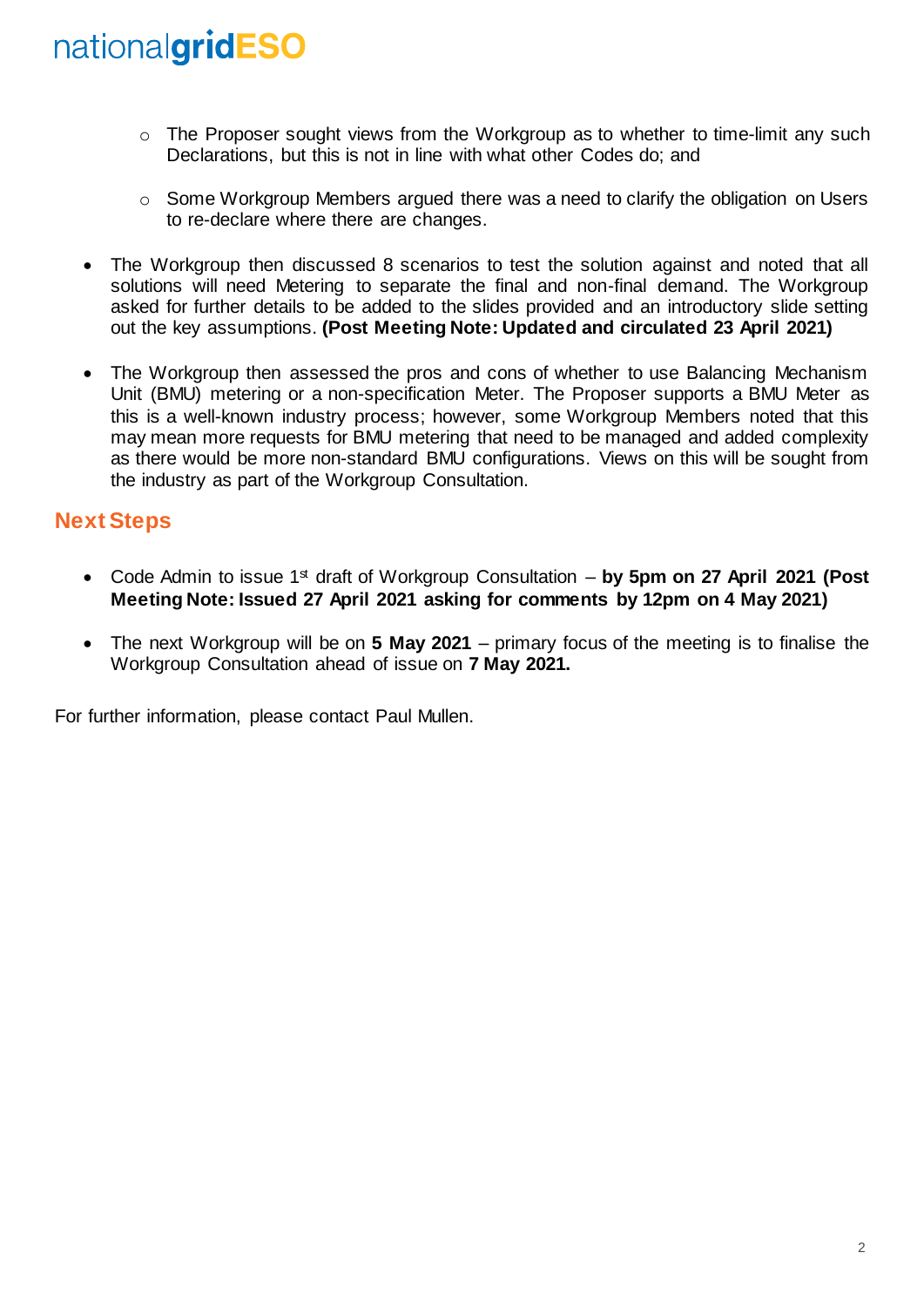- The Proposer sought views from the Workgroup as to whether to time-limit any such Declarations, but this is not in line with what other Codes do; and
  - Some Workgroup Members argued there was a need to clarify the obligation on Users to re-declare where there are changes.

- The Workgroup then discussed 8 scenarios to test the solution against and noted that all solutions will need Metering to separate the final and non-final demand. The Workgroup asked for further details to be added to the slides provided and an introductory slide setting out the key assumptions. **(Post Meeting Note: Updated and circulated 23 April 2021)**

- The Workgroup then assessed the pros and cons of whether to use Balancing Mechanism Unit (BMU) metering or a non-specification Meter. The Proposer supports a BMU Meter as this is a well-known industry process; however, some Workgroup Members noted that this may mean more requests for BMU metering that need to be managed and added complexity as there would be more non-standard BMU configurations. Views on this will be sought from the industry as part of the Workgroup Consultation.

## Next Steps

- Code Admin to issue 1st draft of Workgroup Consultation – **by 5pm on 27 April 2021 (Post Meeting Note: Issued 27 April 2021 asking for comments by 12pm on 4 May 2021)**

- The next Workgroup will be on **5 May 2021** – primary focus of the meeting is to finalise the Workgroup Consultation ahead of issue on **7 May 2021.**

For further information, please contact Paul Mullen.